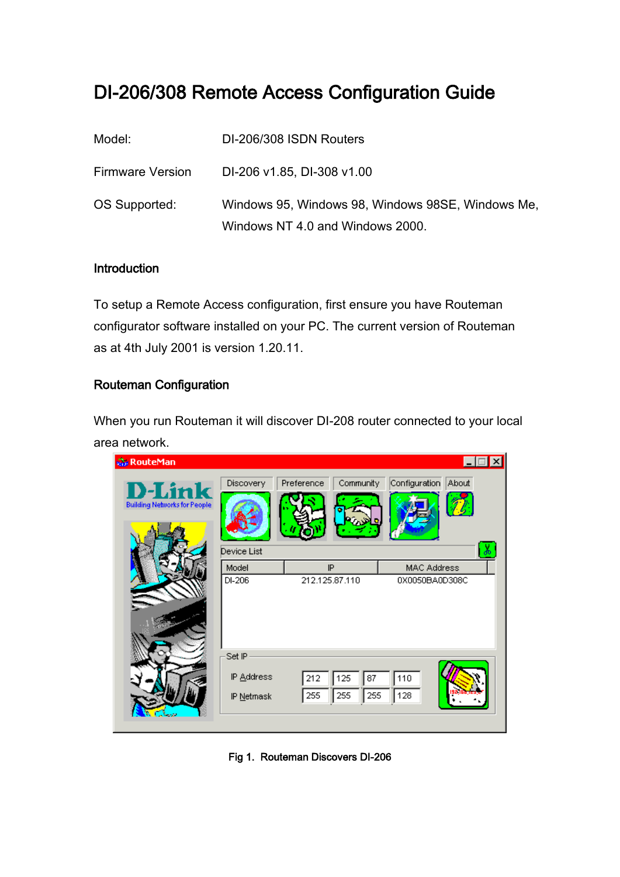# DI-206/308 Remote Access Configuration Guide

| | |
|---|---|
| Model: | DI-206/308 ISDN Routers |
| Firmware Version | DI-206 v1.85, DI-308 v1.00 |
| OS Supported: | Windows 95, Windows 98, Windows 98SE, Windows Me, Windows NT 4.0 and Windows 2000. |

## Introduction

To setup a Remote Access configuration, first ensure you have Routeman configurator software installed on your PC. The current version of Routeman as at 4th July 2001 is version 1.20.11.

## Routeman Configuration

When you run Routeman it will discover DI-208 router connected to your local area network.

Fig 1. Routeman Discovers DI-206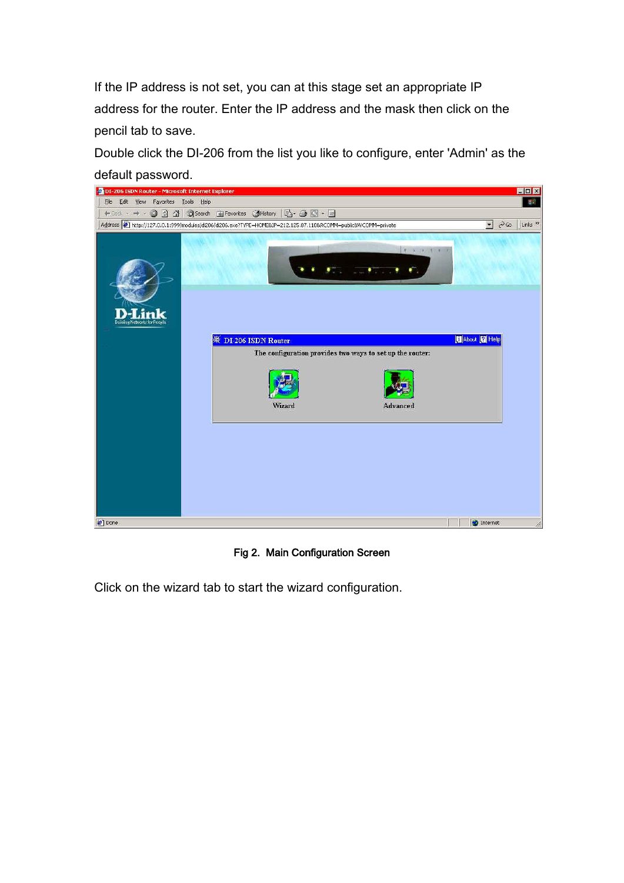If the IP address is not set, you can at this stage set an appropriate IP address for the router. Enter the IP address and the mask then click on the pencil tab to save.

Double click the DI-206 from the list you like to configure, enter 'Admin' as the default password.

Fig 2. Main Configuration Screen

Click on the wizard tab to start the wizard configuration.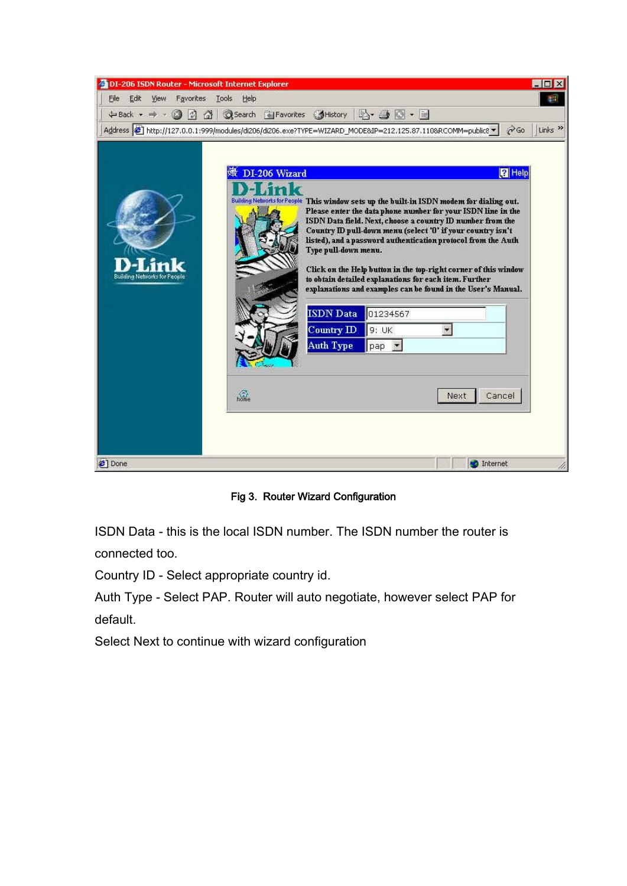Fig 3. Router Wizard Configuration

ISDN Data - this is the local ISDN number. The ISDN number the router is connected too.

Country ID - Select appropriate country id.

Auth Type - Select PAP. Router will auto negotiate, however select PAP for default.

Select Next to continue with wizard configuration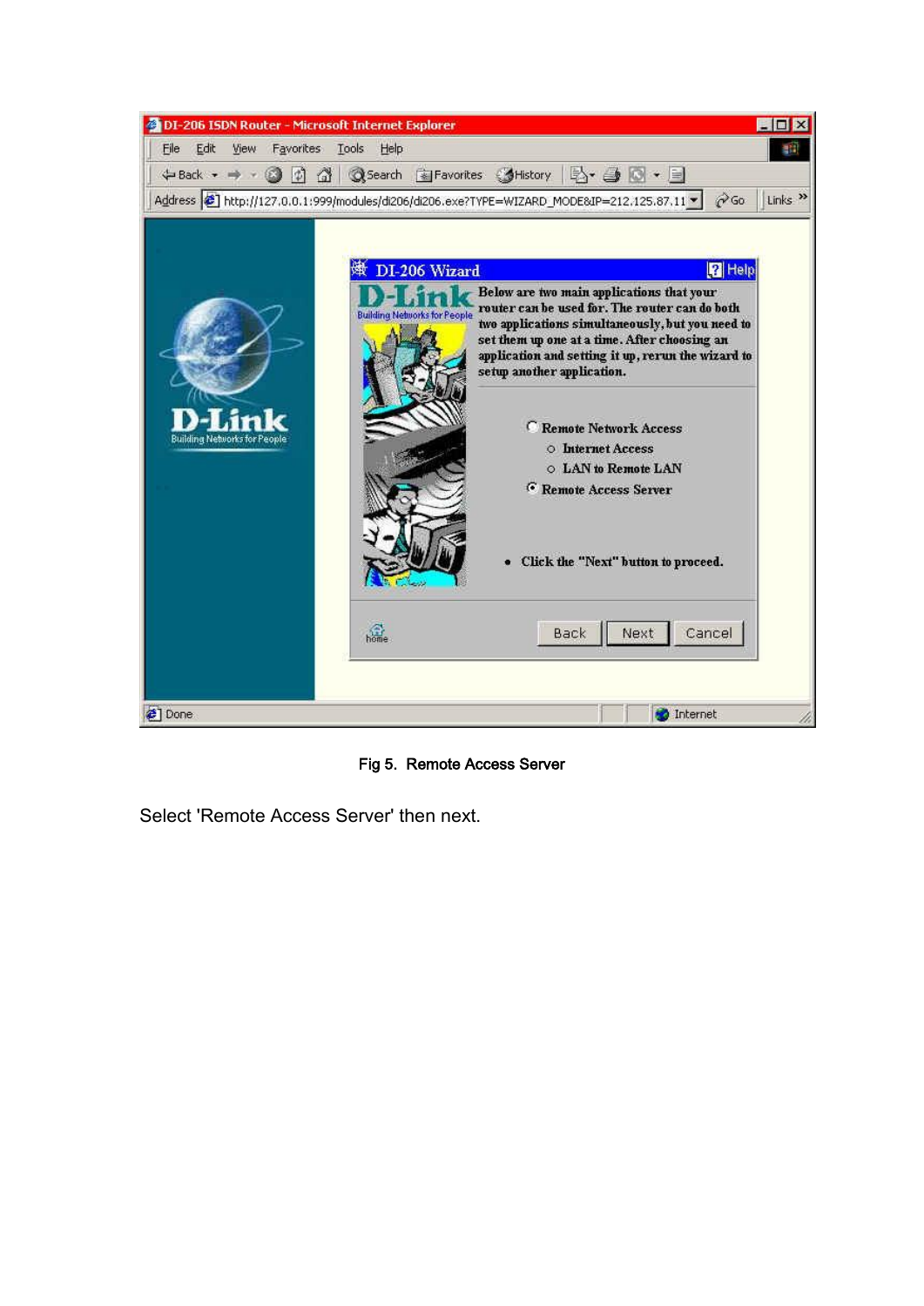Fig 5.  Remote Access Server

Select 'Remote Access Server' then next.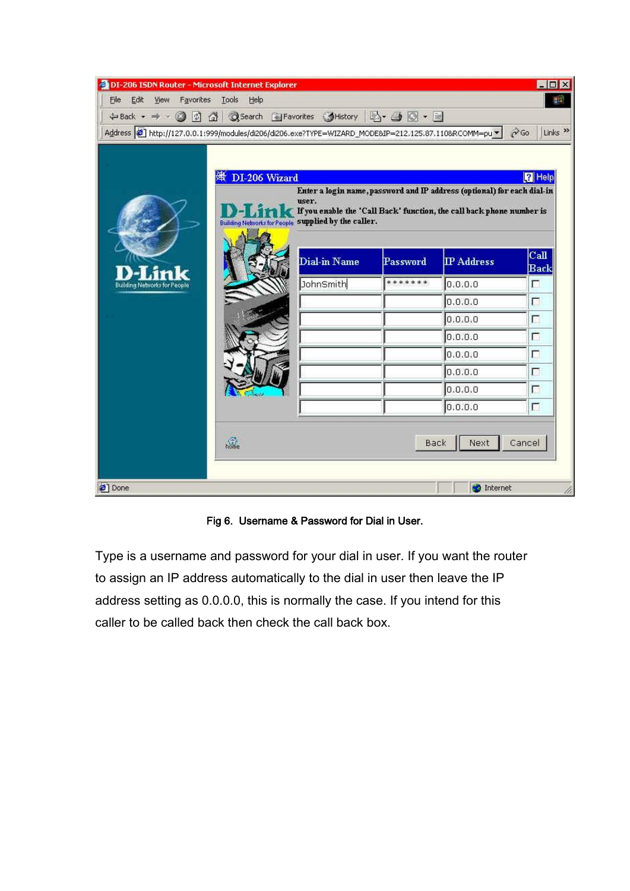Fig 6. Username & Password for Dial in User.

Type is a username and password for your dial in user. If you want the router to assign an IP address automatically to the dial in user then leave the IP address setting as 0.0.0.0, this is normally the case. If you intend for this caller to be called back then check the call back box.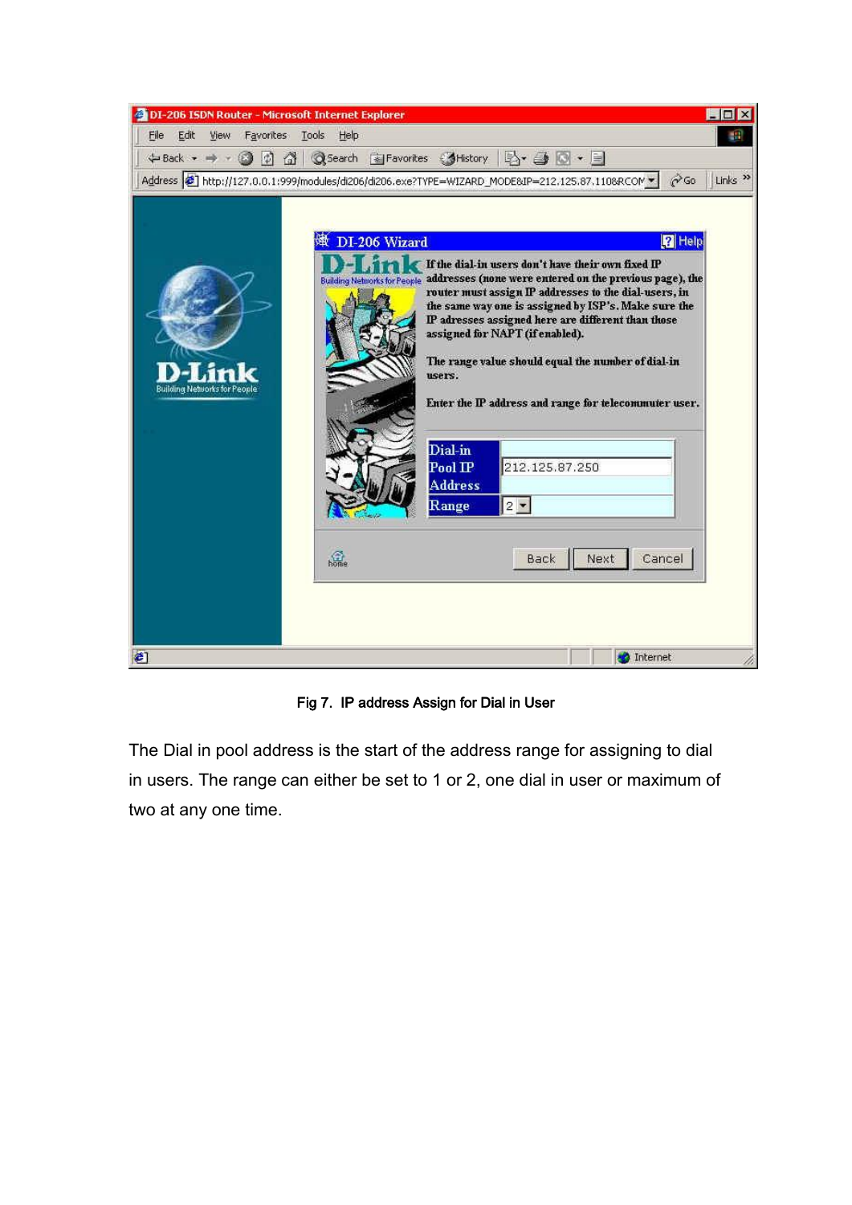Fig 7. IP address Assign for Dial in User

The Dial in pool address is the start of the address range for assigning to dial in users. The range can either be set to 1 or 2, one dial in user or maximum of two at any one time.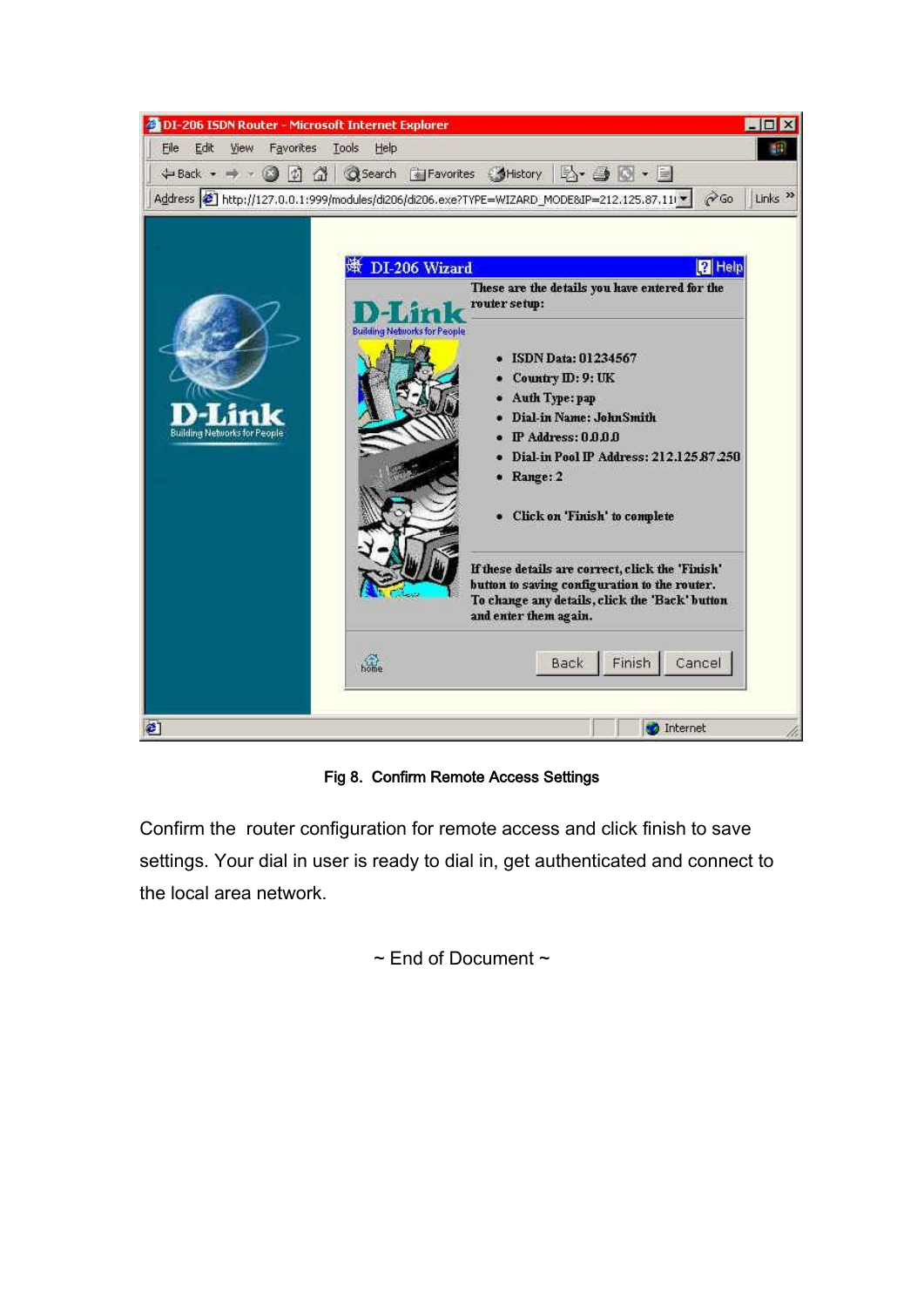Fig 8. Confirm Remote Access Settings

Confirm the router configuration for remote access and click finish to save settings. Your dial in user is ready to dial in, get authenticated and connect to the local area network.

~ End of Document ~